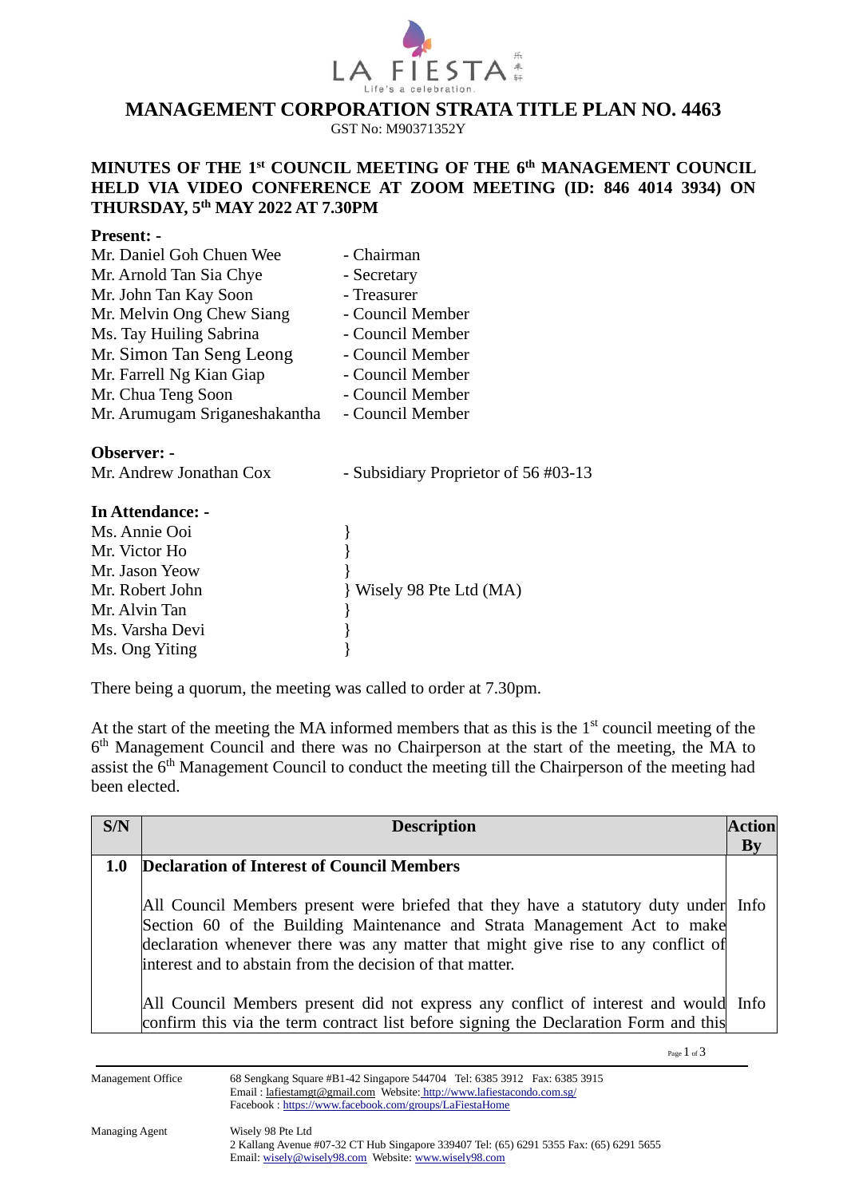# MANAGEMENT CORPORATION STRATA TITLE PLAN NO. 4463

GST No: M90371352Y

## MINUTES OF THE 1st COUNCIL MEETING OF THE 6th MANAGEMENT COUNCIL HELD VIA VIDEO CONFERENCE AT ZOOM MEETING (ID: 846 4014 3934) ON THURSDAY, 5th MAY 2022 AT 7.30PM

**Present: -**

| | |
|---|---|
| Mr. Daniel Goh Chuen Wee | - Chairman |
| Mr. Arnold Tan Sia Chye | - Secretary |
| Mr. John Tan Kay Soon | - Treasurer |
| Mr. Melvin Ong Chew Siang | - Council Member |
| Ms. Tay Huiling Sabrina | - Council Member |
| Mr. Simon Tan Seng Leong | - Council Member |
| Mr. Farrell Ng Kian Giap | - Council Member |
| Mr. Chua Teng Soon | - Council Member |
| Mr. Arumugam Sriganeshakantha | - Council Member |

**Observer: -**

Mr. Andrew Jonathan Cox - Subsidiary Proprietor of 56 #03-13

**In Attendance: -**

Ms. Annie Ooi, Mr. Victor Ho, Mr. Jason Yeow, Mr. Robert John, Mr. Alvin Tan, Ms. Varsha Devi, Ms. Ong Yiting } Wisely 98 Pte Ltd (MA)

There being a quorum, the meeting was called to order at 7.30pm.

At the start of the meeting the MA informed members that as this is the 1st council meeting of the 6th Management Council and there was no Chairperson at the start of the meeting, the MA to assist the 6th Management Council to conduct the meeting till the Chairperson of the meeting had been elected.

| S/N | Description | Action By |
|---|---|---|
| **1.0** | **Declaration of Interest of Council Members** | |
| | All Council Members present were briefed that they have a statutory duty under Section 60 of the Building Maintenance and Strata Management Act to make declaration whenever there was any matter that might give rise to any conflict of interest and to abstain from the decision of that matter. | Info |
| | All Council Members present did not express any conflict of interest and would confirm this via the term contract list before signing the Declaration Form and this | Info |

Management Office: 68 Sengkang Square #B1-42 Singapore 544704 Tel: 6385 3912 Fax: 6385 3915
Email : lafiestamgt@gmail.com Website: http://www.lafiestacondo.com.sg/
Facebook : https://www.facebook.com/groups/LaFiestaHome

Managing Agent: Wisely 98 Pte Ltd
2 Kallang Avenue #07-32 CT Hub Singapore 339407 Tel: (65) 6291 5355 Fax: (65) 6291 5655
Email: wisely@wisely98.com Website: www.wisely98.com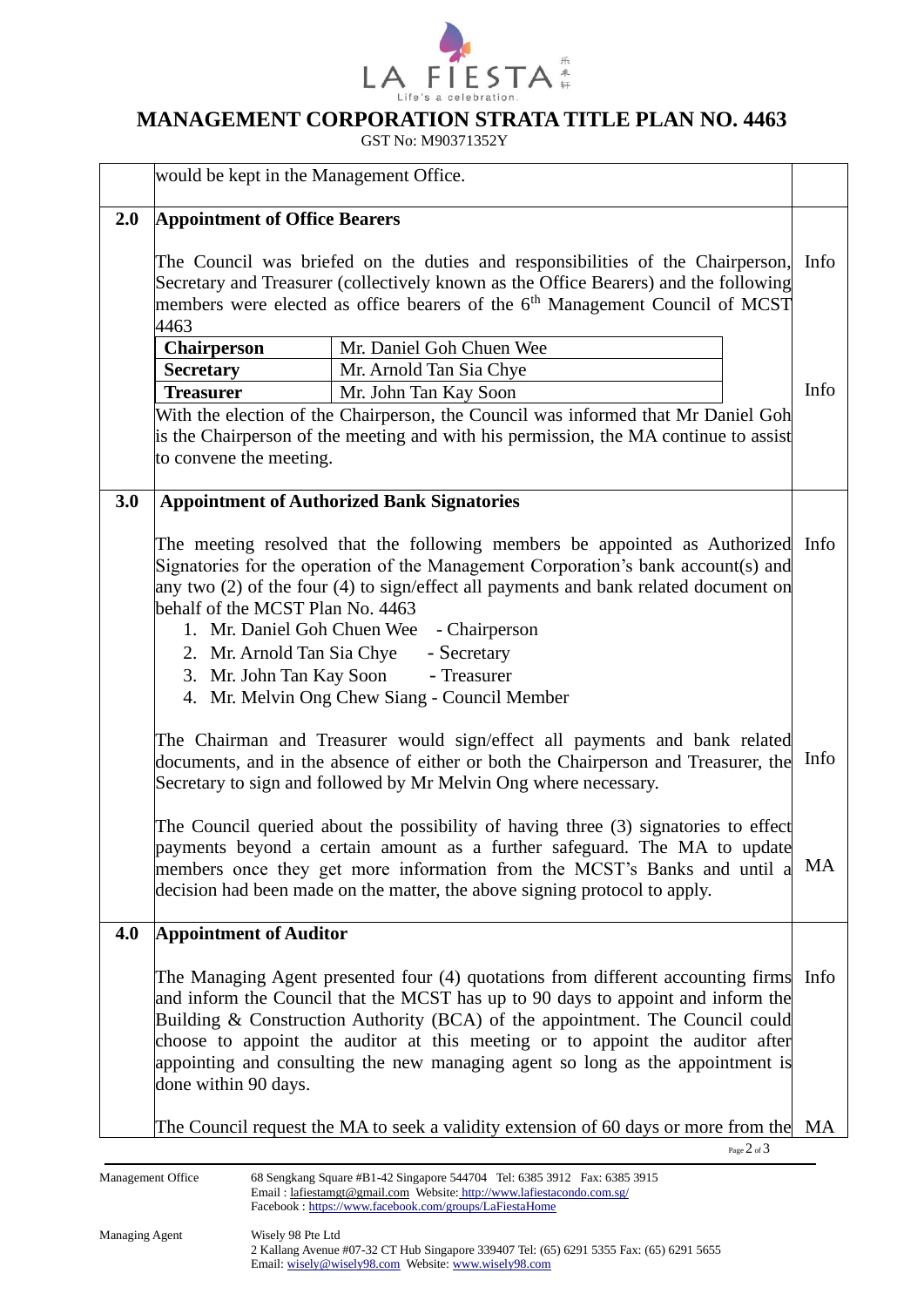| | | |
|---|---|---|
| | would be kept in the Management Office. | |
| **2.0** | **Appointment of Office Bearers**<br><br>The Council was briefed on the duties and responsibilities of the Chairperson, Secretary and Treasurer (collectively known as the Office Bearers) and the following members were elected as office bearers of the 6th Management Council of MCST 4463<br><br>**Chairperson**: Mr. Daniel Goh Chuen Wee<br>**Secretary**: Mr. Arnold Tan Sia Chye<br>**Treasurer**: Mr. John Tan Kay Soon<br><br>With the election of the Chairperson, the Council was informed that Mr Daniel Goh is the Chairperson of the meeting and with his permission, the MA continue to assist to convene the meeting. | Info<br><br>Info |
| **3.0** | **Appointment of Authorized Bank Signatories**<br><br>The meeting resolved that the following members be appointed as Authorized Signatories for the operation of the Management Corporation's bank account(s) and any two (2) of the four (4) to sign/effect all payments and bank related document on behalf of the MCST Plan No. 4463<br>1. Mr. Daniel Goh Chuen Wee - Chairperson<br>2. Mr. Arnold Tan Sia Chye - Secretary<br>3. Mr. John Tan Kay Soon - Treasurer<br>4. Mr. Melvin Ong Chew Siang - Council Member<br><br>The Chairman and Treasurer would sign/effect all payments and bank related documents, and in the absence of either or both the Chairperson and Treasurer, the Secretary to sign and followed by Mr Melvin Ong where necessary.<br><br>The Council queried about the possibility of having three (3) signatories to effect payments beyond a certain amount as a further safeguard. The MA to update members once they get more information from the MCST's Banks and until a decision had been made on the matter, the above signing protocol to apply. | Info<br><br>Info<br><br>MA |
| **4.0** | **Appointment of Auditor**<br><br>The Managing Agent presented four (4) quotations from different accounting firms and inform the Council that the MCST has up to 90 days to appoint and inform the Building & Construction Authority (BCA) of the appointment. The Council could choose to appoint the auditor at this meeting or to appoint the auditor after appointing and consulting the new managing agent so long as the appointment is done within 90 days.<br><br>The Council request the MA to seek a validity extension of 60 days or more from the | Info<br><br>MA |

Management Office: 68 Sengkang Square #B1-42 Singapore 544704 Tel: 6385 3912 Fax: 6385 3915
Email : lafiestamgt@gmail.com Website: http://www.lafiestacondo.com.sg/
Facebook : https://www.facebook.com/groups/LaFiestaHome

Managing Agent: Wisely 98 Pte Ltd
2 Kallang Avenue #07-32 CT Hub Singapore 339407 Tel: (65) 6291 5355 Fax: (65) 6291 5655
Email: wisely@wisely98.com Website: www.wisely98.com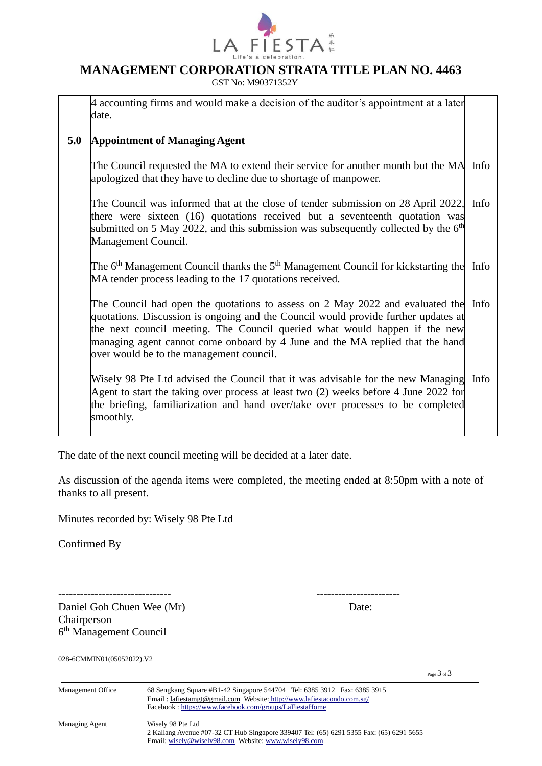# MANAGEMENT CORPORATION STRATA TITLE PLAN NO. 4463

GST No: M90371352Y

| | | |
|---|---|---|
| | 4 accounting firms and would make a decision of the auditor's appointment at a later date. | |
| **5.0** | **Appointment of Managing Agent** | |
| | The Council requested the MA to extend their service for another month but the MA apologized that they have to decline due to shortage of manpower. | Info |
| | The Council was informed that at the close of tender submission on 28 April 2022, there were sixteen (16) quotations received but a seventeenth quotation was submitted on 5 May 2022, and this submission was subsequently collected by the 6th Management Council. | Info |
| | The 6th Management Council thanks the 5th Management Council for kickstarting the MA tender process leading to the 17 quotations received. | Info |
| | The Council had open the quotations to assess on 2 May 2022 and evaluated the quotations. Discussion is ongoing and the Council would provide further updates at the next council meeting. The Council queried what would happen if the new managing agent cannot come onboard by 4 June and the MA replied that the hand over would be to the management council. | Info |
| | Wisely 98 Pte Ltd advised the Council that it was advisable for the new Managing Agent to start the taking over process at least two (2) weeks before 4 June 2022 for the briefing, familiarization and hand over/take over processes to be completed smoothly. | Info |

The date of the next council meeting will be decided at a later date.

As discussion of the agenda items were completed, the meeting ended at 8:50pm with a note of thanks to all present.

Minutes recorded by: Wisely 98 Pte Ltd

Confirmed By

-------------------------------                                    -----------------------

Daniel Goh Chuen Wee (Mr)                                    Date:

Chairperson

6th Management Council

028-6CMMIN01(05052022).V2

Management Office: 68 Sengkang Square #B1-42 Singapore 544704 Tel: 6385 3912 Fax: 6385 3915
Email : lafiestamgt@gmail.com Website: http://www.lafiestacondo.com.sg/
Facebook : https://www.facebook.com/groups/LaFiestaHome

Managing Agent: Wisely 98 Pte Ltd
2 Kallang Avenue #07-32 CT Hub Singapore 339407 Tel: (65) 6291 5355 Fax: (65) 6291 5655
Email: wisely@wisely98.com Website: www.wisely98.com